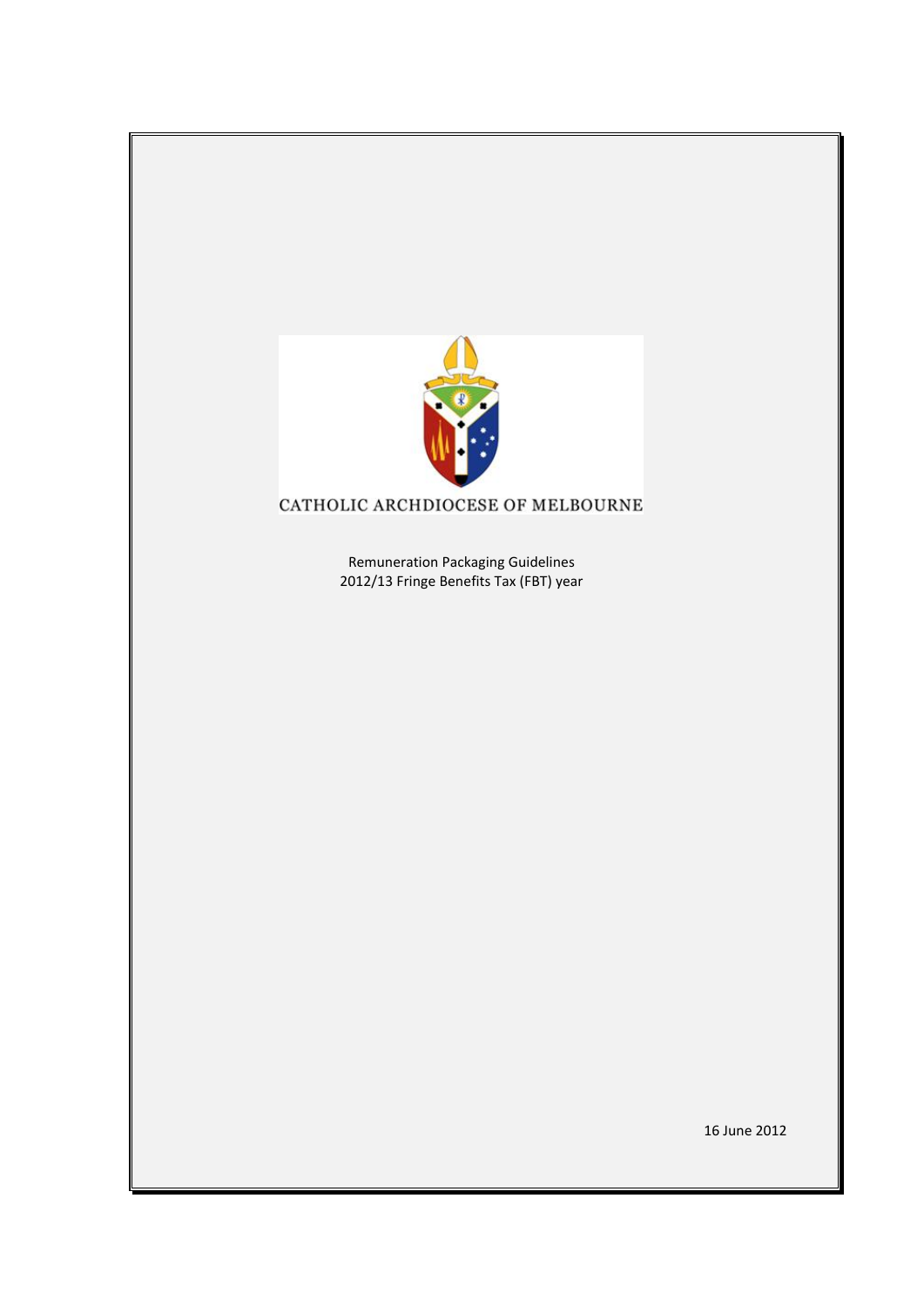CATHOLIC ARCHDIOCESE OF MELBOURNE

Remuneration Packaging Guidelines
2012/13 Fringe Benefits Tax (FBT) year

16 June 2012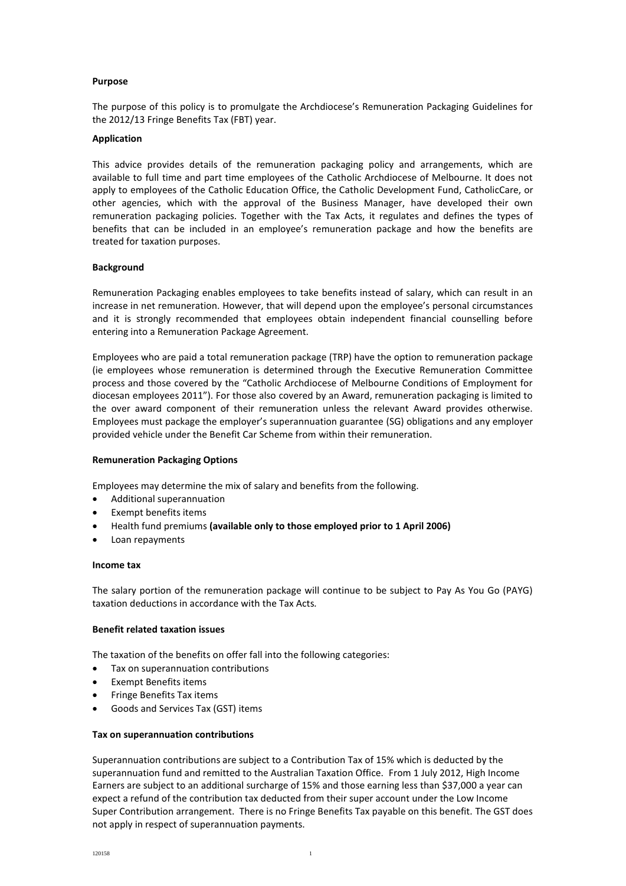**Purpose**

The purpose of this policy is to promulgate the Archdiocese's Remuneration Packaging Guidelines for the 2012/13 Fringe Benefits Tax (FBT) year.

**Application**

This advice provides details of the remuneration packaging policy and arrangements, which are available to full time and part time employees of the Catholic Archdiocese of Melbourne. It does not apply to employees of the Catholic Education Office, the Catholic Development Fund, CatholicCare, or other agencies, which with the approval of the Business Manager, have developed their own remuneration packaging policies. Together with the Tax Acts, it regulates and defines the types of benefits that can be included in an employee's remuneration package and how the benefits are treated for taxation purposes.

**Background**

Remuneration Packaging enables employees to take benefits instead of salary, which can result in an increase in net remuneration. However, that will depend upon the employee's personal circumstances and it is strongly recommended that employees obtain independent financial counselling before entering into a Remuneration Package Agreement.

Employees who are paid a total remuneration package (TRP) have the option to remuneration package (ie employees whose remuneration is determined through the Executive Remuneration Committee process and those covered by the "Catholic Archdiocese of Melbourne Conditions of Employment for diocesan employees 2011"). For those also covered by an Award, remuneration packaging is limited to the over award component of their remuneration unless the relevant Award provides otherwise. Employees must package the employer's superannuation guarantee (SG) obligations and any employer provided vehicle under the Benefit Car Scheme from within their remuneration.

**Remuneration Packaging Options**

Employees may determine the mix of salary and benefits from the following.

- Additional superannuation
- Exempt benefits items
- Health fund premiums **(available only to those employed prior to 1 April 2006)**
- Loan repayments

**Income tax**

The salary portion of the remuneration package will continue to be subject to Pay As You Go (PAYG) taxation deductions in accordance with the Tax Acts.

**Benefit related taxation issues**

The taxation of the benefits on offer fall into the following categories:

- Tax on superannuation contributions
- Exempt Benefits items
- Fringe Benefits Tax items
- Goods and Services Tax (GST) items

**Tax on superannuation contributions**

Superannuation contributions are subject to a Contribution Tax of 15% which is deducted by the superannuation fund and remitted to the Australian Taxation Office. From 1 July 2012, High Income Earners are subject to an additional surcharge of 15% and those earning less than $37,000 a year can expect a refund of the contribution tax deducted from their super account under the Low Income Super Contribution arrangement. There is no Fringe Benefits Tax payable on this benefit. The GST does not apply in respect of superannuation payments.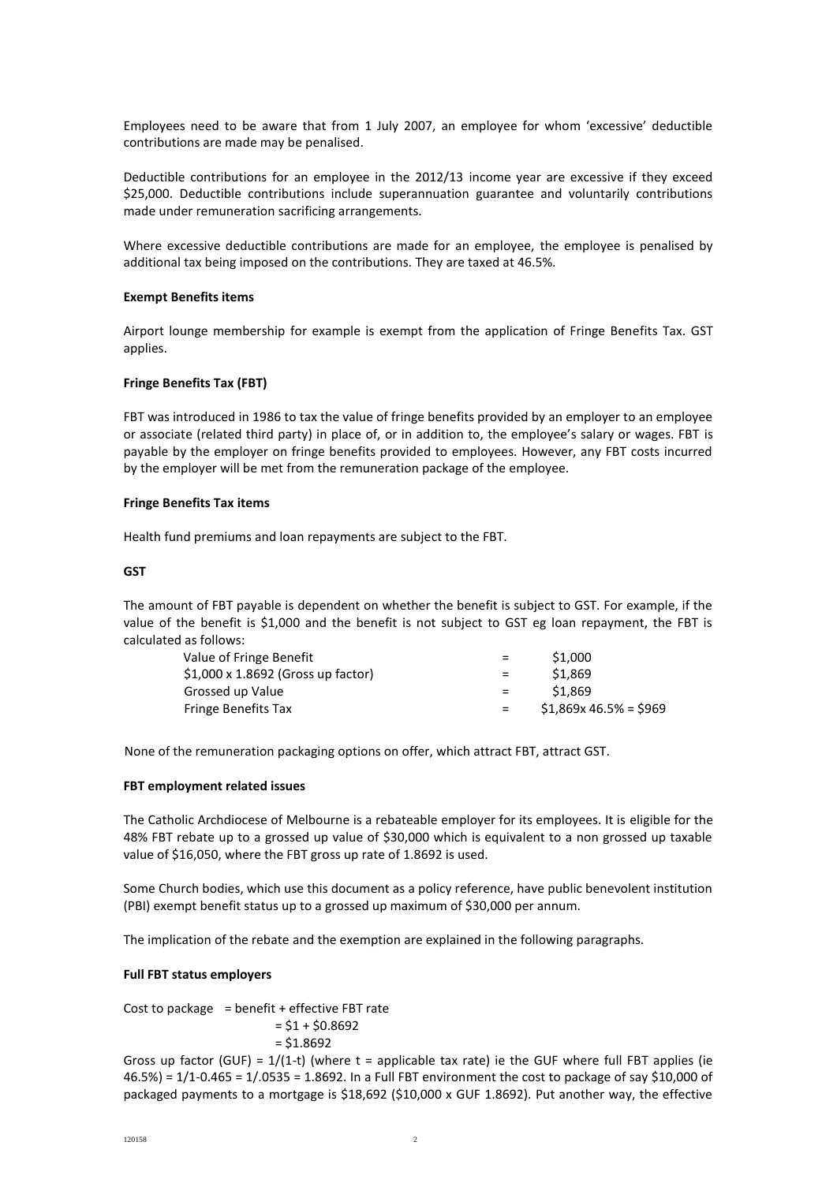Employees need to be aware that from 1 July 2007, an employee for whom 'excessive' deductible contributions are made may be penalised.

Deductible contributions for an employee in the 2012/13 income year are excessive if they exceed \$25,000. Deductible contributions include superannuation guarantee and voluntarily contributions made under remuneration sacrificing arrangements.

Where excessive deductible contributions are made for an employee, the employee is penalised by additional tax being imposed on the contributions. They are taxed at 46.5%.

**Exempt Benefits items**

Airport lounge membership for example is exempt from the application of Fringe Benefits Tax. GST applies.

**Fringe Benefits Tax (FBT)**

FBT was introduced in 1986 to tax the value of fringe benefits provided by an employer to an employee or associate (related third party) in place of, or in addition to, the employee's salary or wages. FBT is payable by the employer on fringe benefits provided to employees. However, any FBT costs incurred by the employer will be met from the remuneration package of the employee.

**Fringe Benefits Tax items**

Health fund premiums and loan repayments are subject to the FBT.

**GST**

The amount of FBT payable is dependent on whether the benefit is subject to GST. For example, if the value of the benefit is \$1,000 and the benefit is not subject to GST eg loan repayment, the FBT is calculated as follows:

| | | |
|---|---|---|
| Value of Fringe Benefit | = | \$1,000 |
| \$1,000 x 1.8692 (Gross up factor) | = | \$1,869 |
| Grossed up Value | = | \$1,869 |
| Fringe Benefits Tax | = | \$1,869x 46.5% = \$969 |

None of the remuneration packaging options on offer, which attract FBT, attract GST.

**FBT employment related issues**

The Catholic Archdiocese of Melbourne is a rebateable employer for its employees. It is eligible for the 48% FBT rebate up to a grossed up value of \$30,000 which is equivalent to a non grossed up taxable value of \$16,050, where the FBT gross up rate of 1.8692 is used.

Some Church bodies, which use this document as a policy reference, have public benevolent institution (PBI) exempt benefit status up to a grossed up maximum of \$30,000 per annum.

The implication of the rebate and the exemption are explained in the following paragraphs.

**Full FBT status employers**

Cost to package = benefit + effective FBT rate
= \$1 + \$0.8692
= \$1.8692

Gross up factor (GUF) = 1/(1-t) (where t = applicable tax rate) ie the GUF where full FBT applies (ie 46.5%) = 1/1-0.465 = 1/.0535 = 1.8692. In a Full FBT environment the cost to package of say \$10,000 of packaged payments to a mortgage is \$18,692 (\$10,000 x GUF 1.8692). Put another way, the effective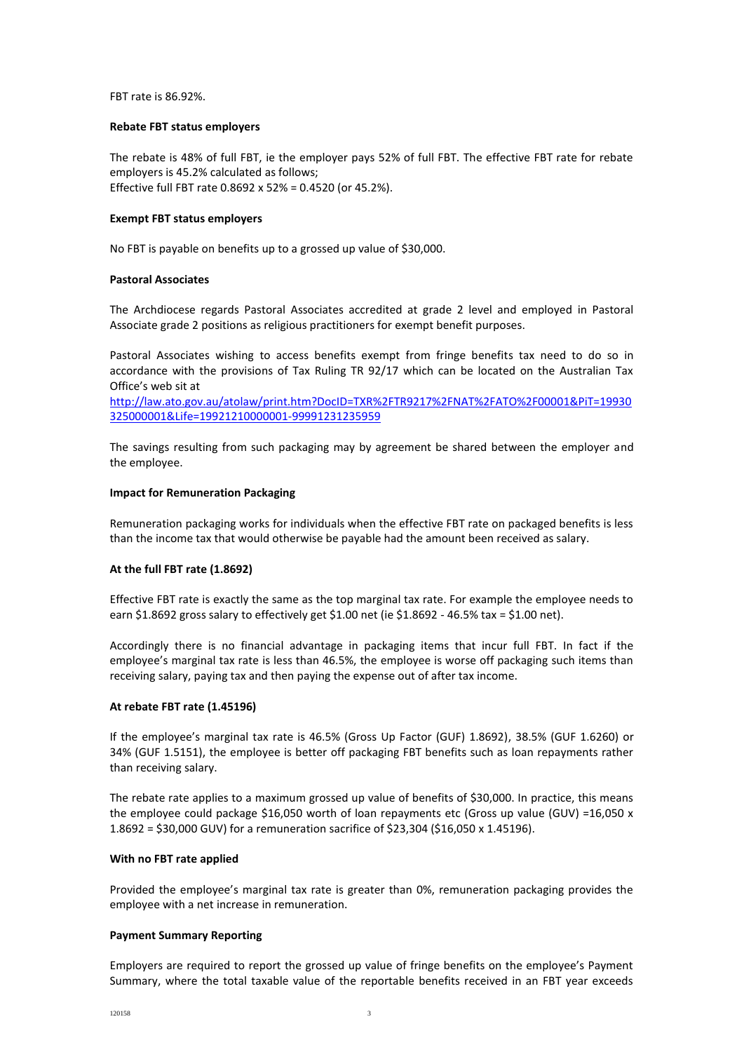FBT rate is 86.92%.

**Rebate FBT status employers**

The rebate is 48% of full FBT, ie the employer pays 52% of full FBT. The effective FBT rate for rebate employers is 45.2% calculated as follows;
Effective full FBT rate 0.8692 x 52% = 0.4520 (or 45.2%).

**Exempt FBT status employers**

No FBT is payable on benefits up to a grossed up value of $30,000.

**Pastoral Associates**

The Archdiocese regards Pastoral Associates accredited at grade 2 level and employed in Pastoral Associate grade 2 positions as religious practitioners for exempt benefit purposes.

Pastoral Associates wishing to access benefits exempt from fringe benefits tax need to do so in accordance with the provisions of Tax Ruling TR 92/17 which can be located on the Australian Tax Office's web sit at
[http://law.ato.gov.au/atolaw/print.htm?DocID=TXR%2FTR9217%2FNAT%2FATO%2F00001&PiT=19930325000001&Life=19921210000001-99991231235959](http://law.ato.gov.au/atolaw/print.htm?DocID=TXR%2FTR9217%2FNAT%2FATO%2F00001&PiT=19930325000001&Life=19921210000001-99991231235959)

The savings resulting from such packaging may by agreement be shared between the employer and the employee.

**Impact for Remuneration Packaging**

Remuneration packaging works for individuals when the effective FBT rate on packaged benefits is less than the income tax that would otherwise be payable had the amount been received as salary.

**At the full FBT rate (1.8692)**

Effective FBT rate is exactly the same as the top marginal tax rate. For example the employee needs to earn $1.8692 gross salary to effectively get $1.00 net (ie $1.8692 - 46.5% tax = $1.00 net).

Accordingly there is no financial advantage in packaging items that incur full FBT. In fact if the employee's marginal tax rate is less than 46.5%, the employee is worse off packaging such items than receiving salary, paying tax and then paying the expense out of after tax income.

**At rebate FBT rate (1.45196)**

If the employee's marginal tax rate is 46.5% (Gross Up Factor (GUF) 1.8692), 38.5% (GUF 1.6260) or 34% (GUF 1.5151), the employee is better off packaging FBT benefits such as loan repayments rather than receiving salary.

The rebate rate applies to a maximum grossed up value of benefits of $30,000. In practice, this means the employee could package $16,050 worth of loan repayments etc (Gross up value (GUV) =16,050 x 1.8692 = $30,000 GUV) for a remuneration sacrifice of $23,304 ($16,050 x 1.45196).

**With no FBT rate applied**

Provided the employee's marginal tax rate is greater than 0%, remuneration packaging provides the employee with a net increase in remuneration.

**Payment Summary Reporting**

Employers are required to report the grossed up value of fringe benefits on the employee's Payment Summary, where the total taxable value of the reportable benefits received in an FBT year exceeds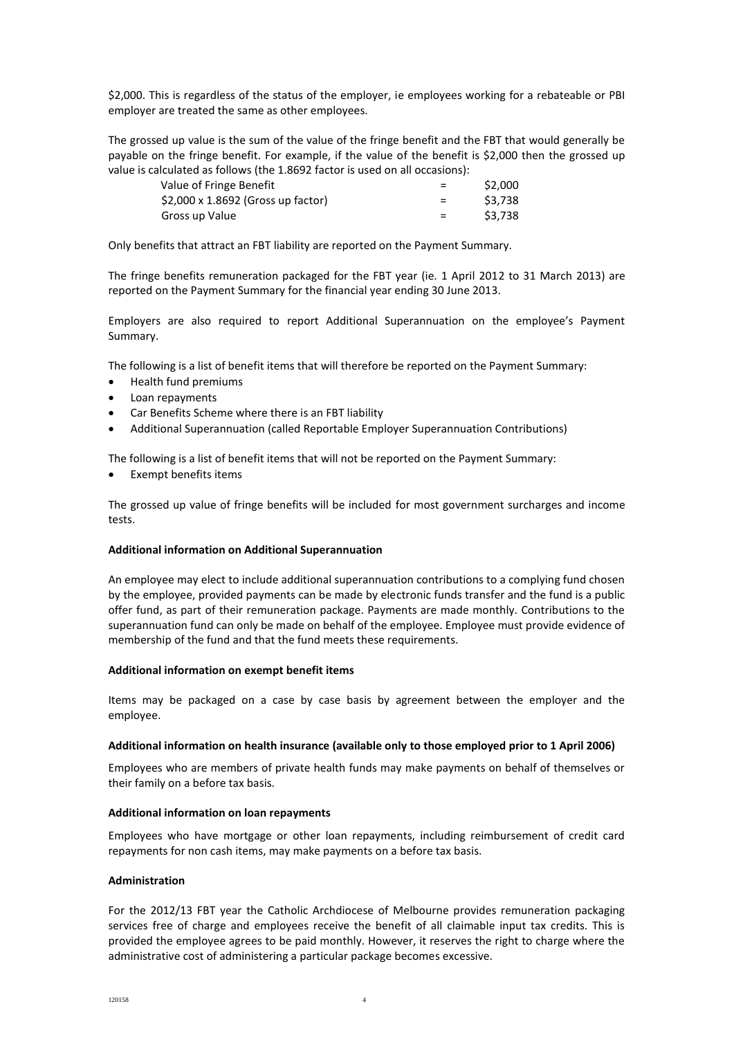$2,000. This is regardless of the status of the employer, ie employees working for a rebateable or PBI employer are treated the same as other employees.

The grossed up value is the sum of the value of the fringe benefit and the FBT that would generally be payable on the fringe benefit. For example, if the value of the benefit is $2,000 then the grossed up value is calculated as follows (the 1.8692 factor is used on all occasions):

| | | |
|---|---|---|
| Value of Fringe Benefit | = | $2,000 |
| $2,000 x 1.8692 (Gross up factor) | = | $3,738 |
| Gross up Value | = | $3,738 |

Only benefits that attract an FBT liability are reported on the Payment Summary.

The fringe benefits remuneration packaged for the FBT year (ie. 1 April 2012 to 31 March 2013) are reported on the Payment Summary for the financial year ending 30 June 2013.

Employers are also required to report Additional Superannuation on the employee's Payment Summary.

The following is a list of benefit items that will therefore be reported on the Payment Summary:

- Health fund premiums
- Loan repayments
- Car Benefits Scheme where there is an FBT liability
- Additional Superannuation (called Reportable Employer Superannuation Contributions)

The following is a list of benefit items that will not be reported on the Payment Summary:

- Exempt benefits items

The grossed up value of fringe benefits will be included for most government surcharges and income tests.

**Additional information on Additional Superannuation**

An employee may elect to include additional superannuation contributions to a complying fund chosen by the employee, provided payments can be made by electronic funds transfer and the fund is a public offer fund, as part of their remuneration package. Payments are made monthly. Contributions to the superannuation fund can only be made on behalf of the employee. Employee must provide evidence of membership of the fund and that the fund meets these requirements.

**Additional information on exempt benefit items**

Items may be packaged on a case by case basis by agreement between the employer and the employee.

**Additional information on health insurance (available only to those employed prior to 1 April 2006)**

Employees who are members of private health funds may make payments on behalf of themselves or their family on a before tax basis.

**Additional information on loan repayments**

Employees who have mortgage or other loan repayments, including reimbursement of credit card repayments for non cash items, may make payments on a before tax basis.

**Administration**

For the 2012/13 FBT year the Catholic Archdiocese of Melbourne provides remuneration packaging services free of charge and employees receive the benefit of all claimable input tax credits. This is provided the employee agrees to be paid monthly. However, it reserves the right to charge where the administrative cost of administering a particular package becomes excessive.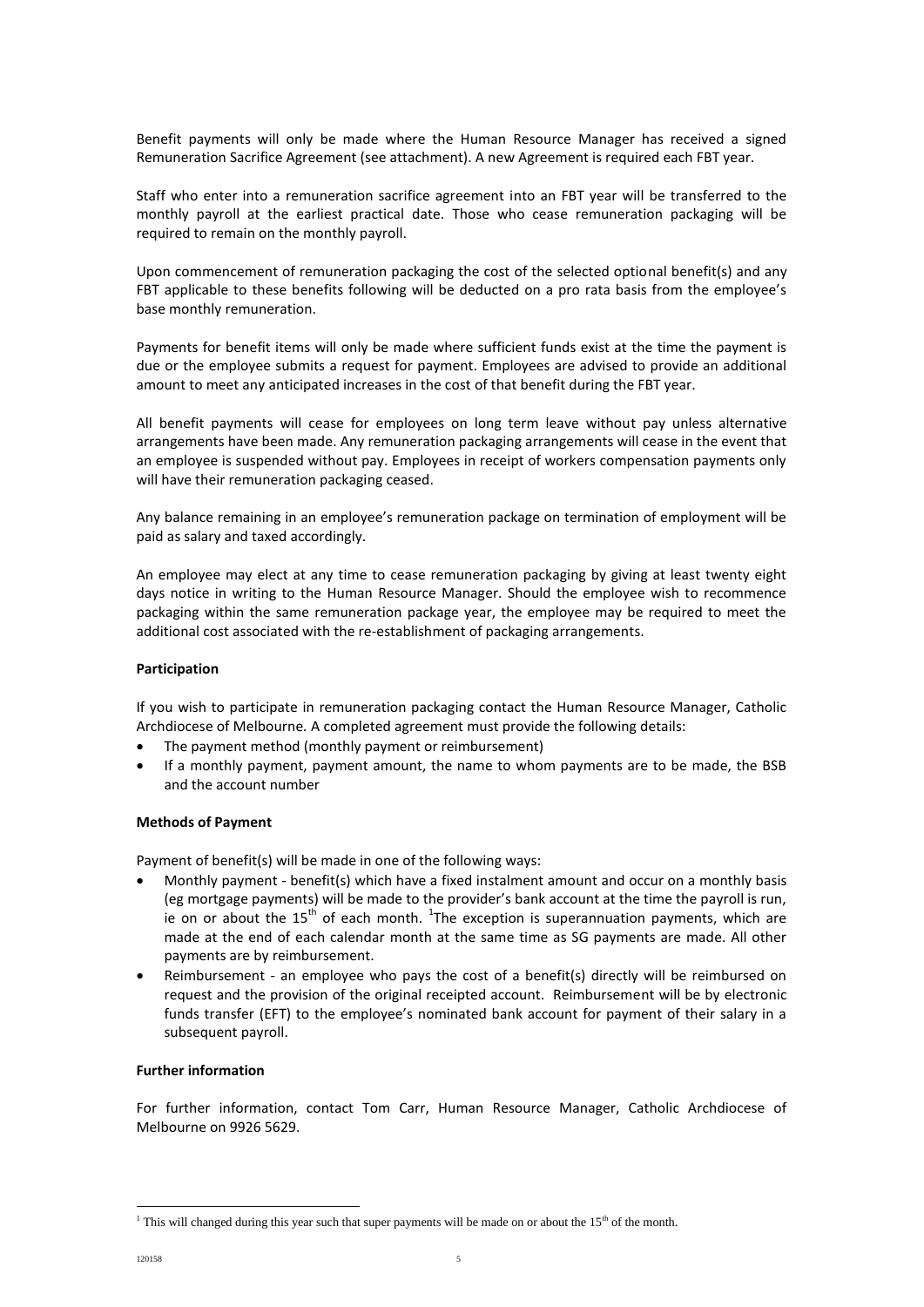Benefit payments will only be made where the Human Resource Manager has received a signed Remuneration Sacrifice Agreement (see attachment). A new Agreement is required each FBT year.

Staff who enter into a remuneration sacrifice agreement into an FBT year will be transferred to the monthly payroll at the earliest practical date. Those who cease remuneration packaging will be required to remain on the monthly payroll.

Upon commencement of remuneration packaging the cost of the selected optional benefit(s) and any FBT applicable to these benefits following will be deducted on a pro rata basis from the employee's base monthly remuneration.

Payments for benefit items will only be made where sufficient funds exist at the time the payment is due or the employee submits a request for payment. Employees are advised to provide an additional amount to meet any anticipated increases in the cost of that benefit during the FBT year.

All benefit payments will cease for employees on long term leave without pay unless alternative arrangements have been made. Any remuneration packaging arrangements will cease in the event that an employee is suspended without pay. Employees in receipt of workers compensation payments only will have their remuneration packaging ceased.

Any balance remaining in an employee's remuneration package on termination of employment will be paid as salary and taxed accordingly.

An employee may elect at any time to cease remuneration packaging by giving at least twenty eight days notice in writing to the Human Resource Manager. Should the employee wish to recommence packaging within the same remuneration package year, the employee may be required to meet the additional cost associated with the re-establishment of packaging arrangements.

**Participation**

If you wish to participate in remuneration packaging contact the Human Resource Manager, Catholic Archdiocese of Melbourne. A completed agreement must provide the following details:

- The payment method (monthly payment or reimbursement)
- If a monthly payment, payment amount, the name to whom payments are to be made, the BSB and the account number

**Methods of Payment**

Payment of benefit(s) will be made in one of the following ways:

- Monthly payment - benefit(s) which have a fixed instalment amount and occur on a monthly basis (eg mortgage payments) will be made to the provider's bank account at the time the payroll is run, ie on or about the 15th of each month. [1]The exception is superannuation payments, which are made at the end of each calendar month at the same time as SG payments are made. All other payments are by reimbursement.
- Reimbursement - an employee who pays the cost of a benefit(s) directly will be reimbursed on request and the provision of the original receipted account. Reimbursement will be by electronic funds transfer (EFT) to the employee's nominated bank account for payment of their salary in a subsequent payroll.

**Further information**

For further information, contact Tom Carr, Human Resource Manager, Catholic Archdiocese of Melbourne on 9926 5629.

[1] This will changed during this year such that super payments will be made on or about the 15th of the month.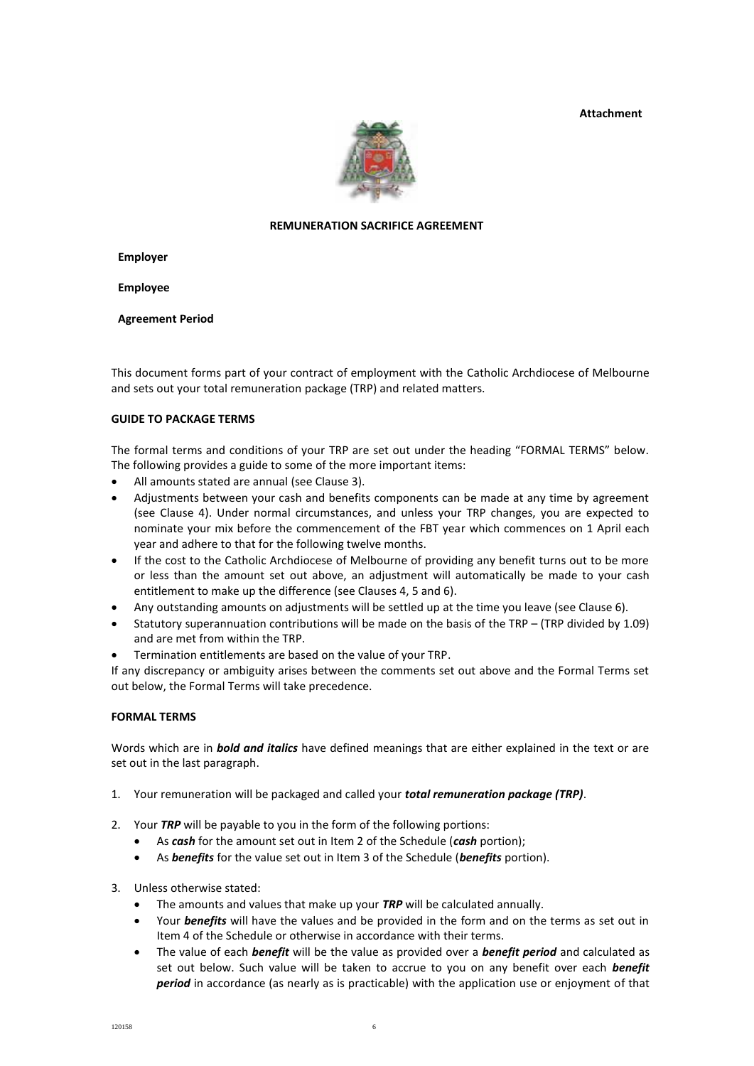**Attachment**

**REMUNERATION SACRIFICE AGREEMENT**

**Employer**

**Employee**

**Agreement Period**

This document forms part of your contract of employment with the Catholic Archdiocese of Melbourne and sets out your total remuneration package (TRP) and related matters.

**GUIDE TO PACKAGE TERMS**

The formal terms and conditions of your TRP are set out under the heading "FORMAL TERMS" below. The following provides a guide to some of the more important items:

- All amounts stated are annual (see Clause 3).
- Adjustments between your cash and benefits components can be made at any time by agreement (see Clause 4). Under normal circumstances, and unless your TRP changes, you are expected to nominate your mix before the commencement of the FBT year which commences on 1 April each year and adhere to that for the following twelve months.
- If the cost to the Catholic Archdiocese of Melbourne of providing any benefit turns out to be more or less than the amount set out above, an adjustment will automatically be made to your cash entitlement to make up the difference (see Clauses 4, 5 and 6).
- Any outstanding amounts on adjustments will be settled up at the time you leave (see Clause 6).
- Statutory superannuation contributions will be made on the basis of the TRP – (TRP divided by 1.09) and are met from within the TRP.
- Termination entitlements are based on the value of your TRP.

If any discrepancy or ambiguity arises between the comments set out above and the Formal Terms set out below, the Formal Terms will take precedence.

**FORMAL TERMS**

Words which are in ***bold and italics*** have defined meanings that are either explained in the text or are set out in the last paragraph.

1. Your remuneration will be packaged and called your ***total remuneration package (TRP)***.

2. Your ***TRP*** will be payable to you in the form of the following portions:
   - As ***cash*** for the amount set out in Item 2 of the Schedule (***cash*** portion);
   - As ***benefits*** for the value set out in Item 3 of the Schedule (***benefits*** portion).

3. Unless otherwise stated:
   - The amounts and values that make up your ***TRP*** will be calculated annually.
   - Your ***benefits*** will have the values and be provided in the form and on the terms as set out in Item 4 of the Schedule or otherwise in accordance with their terms.
   - The value of each ***benefit*** will be the value as provided over a ***benefit period*** and calculated as set out below. Such value will be taken to accrue to you on any benefit over each ***benefit period*** in accordance (as nearly as is practicable) with the application use or enjoyment of that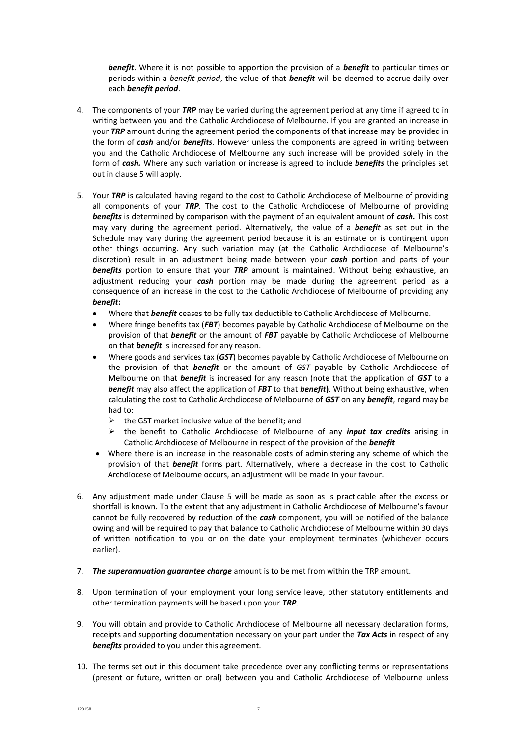***benefit***. Where it is not possible to apportion the provision of a ***benefit*** to particular times or periods within a *benefit period*, the value of that ***benefit*** will be deemed to accrue daily over each ***benefit period***.

4. The components of your ***TRP*** may be varied during the agreement period at any time if agreed to in writing between you and the Catholic Archdiocese of Melbourne. If you are granted an increase in your ***TRP*** amount during the agreement period the components of that increase may be provided in the form of ***cash*** and/or ***benefits***. However unless the components are agreed in writing between you and the Catholic Archdiocese of Melbourne any such increase will be provided solely in the form of ***cash.*** Where any such variation or increase is agreed to include ***benefits*** the principles set out in clause 5 will apply.

5. Your ***TRP*** is calculated having regard to the cost to Catholic Archdiocese of Melbourne of providing all components of your ***TRP***. The cost to the Catholic Archdiocese of Melbourne of providing ***benefits*** is determined by comparison with the payment of an equivalent amount of ***cash.*** This cost may vary during the agreement period. Alternatively, the value of a ***benefit*** as set out in the Schedule may vary during the agreement period because it is an estimate or is contingent upon other things occurring. Any such variation may (at the Catholic Archdiocese of Melbourne's discretion) result in an adjustment being made between your ***cash*** portion and parts of your ***benefits*** portion to ensure that your ***TRP*** amount is maintained. Without being exhaustive, an adjustment reducing your ***cash*** portion may be made during the agreement period as a consequence of an increase in the cost to the Catholic Archdiocese of Melbourne of providing any ***benefit*:**
   - Where that ***benefit*** ceases to be fully tax deductible to Catholic Archdiocese of Melbourne.
   - Where fringe benefits tax (***FBT***) becomes payable by Catholic Archdiocese of Melbourne on the provision of that ***benefit*** or the amount of ***FBT*** payable by Catholic Archdiocese of Melbourne on that ***benefit*** is increased for any reason.
   - Where goods and services tax (***GST***) becomes payable by Catholic Archdiocese of Melbourne on the provision of that ***benefit*** or the amount of *GST* payable by Catholic Archdiocese of Melbourne on that ***benefit*** is increased for any reason (note that the application of ***GST*** to a ***benefit*** may also affect the application of ***FBT*** to that ***benefit***). Without being exhaustive, when calculating the cost to Catholic Archdiocese of Melbourne of ***GST*** on any ***benefit***, regard may be had to:
     - the GST market inclusive value of the benefit; and
     - the benefit to Catholic Archdiocese of Melbourne of any ***input tax credits*** arising in Catholic Archdiocese of Melbourne in respect of the provision of the ***benefit***
   - Where there is an increase in the reasonable costs of administering any scheme of which the provision of that ***benefit*** forms part. Alternatively, where a decrease in the cost to Catholic Archdiocese of Melbourne occurs, an adjustment will be made in your favour.

6. Any adjustment made under Clause 5 will be made as soon as is practicable after the excess or shortfall is known. To the extent that any adjustment in Catholic Archdiocese of Melbourne's favour cannot be fully recovered by reduction of the ***cash*** component, you will be notified of the balance owing and will be required to pay that balance to Catholic Archdiocese of Melbourne within 30 days of written notification to you or on the date your employment terminates (whichever occurs earlier).

7. ***The superannuation guarantee charge*** amount is to be met from within the TRP amount.

8. Upon termination of your employment your long service leave, other statutory entitlements and other termination payments will be based upon your ***TRP***.

9. You will obtain and provide to Catholic Archdiocese of Melbourne all necessary declaration forms, receipts and supporting documentation necessary on your part under the ***Tax Acts*** in respect of any ***benefits*** provided to you under this agreement.

10. The terms set out in this document take precedence over any conflicting terms or representations (present or future, written or oral) between you and Catholic Archdiocese of Melbourne unless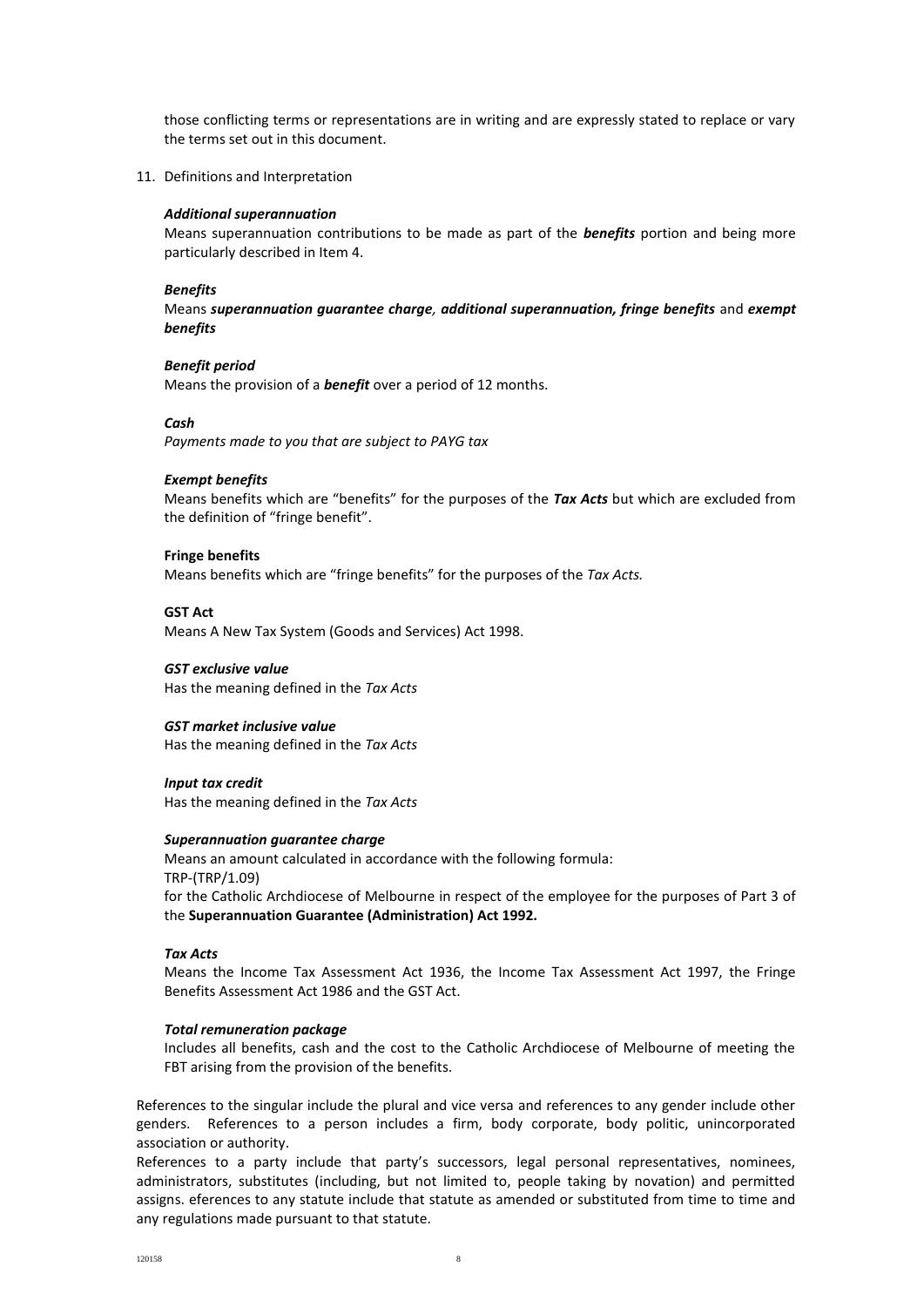those conflicting terms or representations are in writing and are expressly stated to replace or vary the terms set out in this document.

11. Definitions and Interpretation

***Additional superannuation***

Means superannuation contributions to be made as part of the ***benefits*** portion and being more particularly described in Item 4.

***Benefits***

Means ***superannuation guarantee charge***, ***additional superannuation, fringe benefits*** and ***exempt benefits***

***Benefit period***

Means the provision of a ***benefit*** over a period of 12 months.

***Cash***

*Payments made to you that are subject to PAYG tax*

***Exempt benefits***

Means benefits which are "benefits" for the purposes of the ***Tax Acts*** but which are excluded from the definition of "fringe benefit".

**Fringe benefits**

Means benefits which are "fringe benefits" for the purposes of the *Tax Acts.*

**GST Act**

Means A New Tax System (Goods and Services) Act 1998.

***GST exclusive value***

Has the meaning defined in the *Tax Acts*

***GST market inclusive value***

Has the meaning defined in the *Tax Acts*

***Input tax credit***

Has the meaning defined in the *Tax Acts*

***Superannuation guarantee charge***

Means an amount calculated in accordance with the following formula:

TRP-(TRP/1.09)

for the Catholic Archdiocese of Melbourne in respect of the employee for the purposes of Part 3 of the **Superannuation Guarantee (Administration) Act 1992.**

***Tax Acts***

Means the Income Tax Assessment Act 1936, the Income Tax Assessment Act 1997, the Fringe Benefits Assessment Act 1986 and the GST Act.

***Total remuneration package***

Includes all benefits, cash and the cost to the Catholic Archdiocese of Melbourne of meeting the FBT arising from the provision of the benefits.

References to the singular include the plural and vice versa and references to any gender include other genders. References to a person includes a firm, body corporate, body politic, unincorporated association or authority.

References to a party include that party's successors, legal personal representatives, nominees, administrators, substitutes (including, but not limited to, people taking by novation) and permitted assigns. eferences to any statute include that statute as amended or substituted from time to time and any regulations made pursuant to that statute.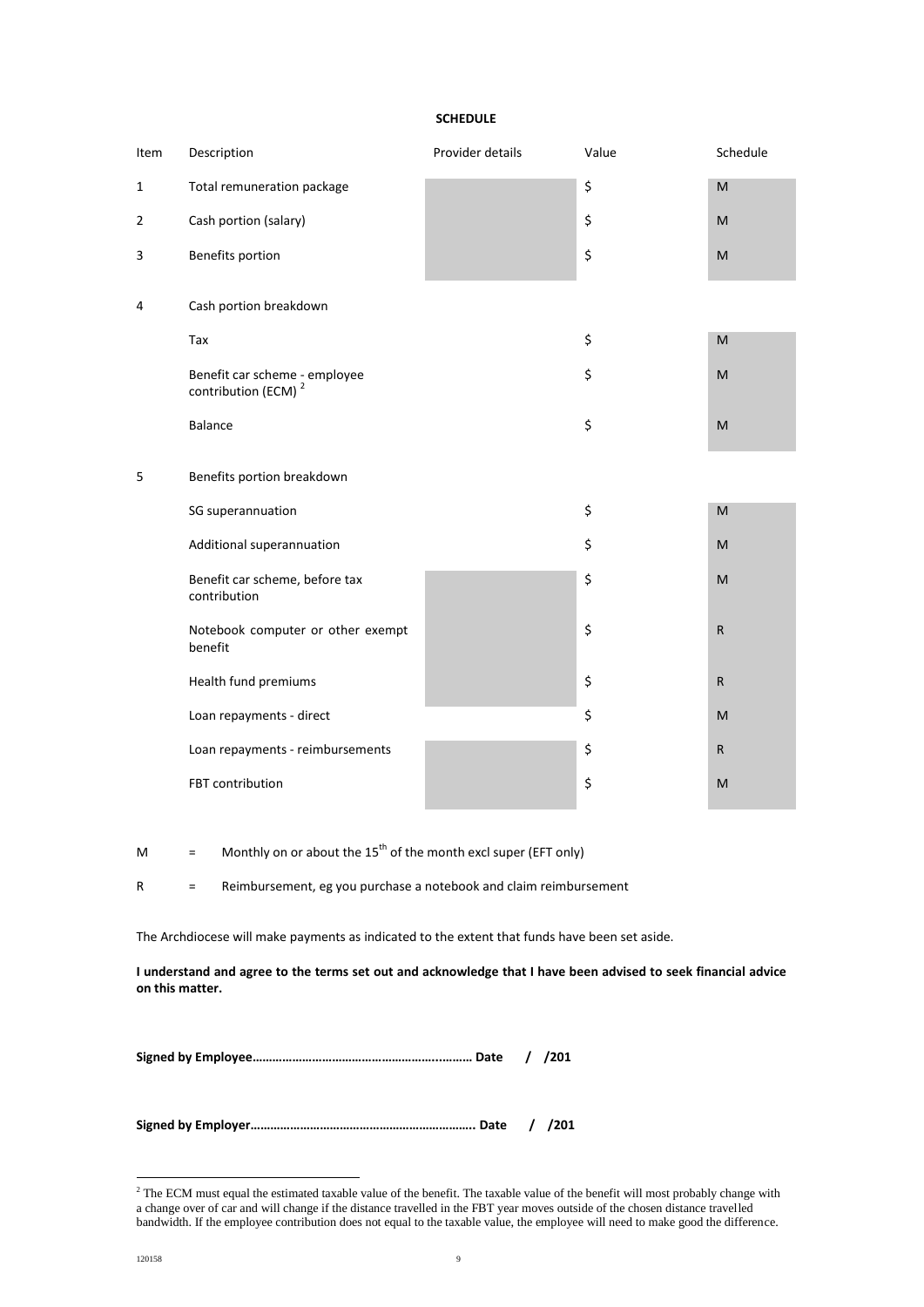**SCHEDULE**

| Item | Description | Provider details | Value | Schedule |
|---|---|---|---|---|
| 1 | Total remuneration package | | $ | M |
| 2 | Cash portion (salary) | | $ | M |
| 3 | Benefits portion | | $ | M |
| 4 | Cash portion breakdown | | | |
| | Tax | | $ | M |
| | Benefit car scheme - employee contribution (ECM) [2] | | $ | M |
| | Balance | | $ | M |
| 5 | Benefits portion breakdown | | | |
| | SG superannuation | | $ | M |
| | Additional superannuation | | $ | M |
| | Benefit car scheme, before tax contribution | | $ | M |
| | Notebook computer or other exempt benefit | | $ | R |
| | Health fund premiums | | $ | R |
| | Loan repayments - direct | | $ | M |
| | Loan repayments - reimbursements | | $ | R |
| | FBT contribution | | $ | M |

M = Monthly on or about the 15th of the month excl super (EFT only)

R = Reimbursement, eg you purchase a notebook and claim reimbursement

The Archdiocese will make payments as indicated to the extent that funds have been set aside.

**I understand and agree to the terms set out and acknowledge that I have been advised to seek financial advice on this matter.**

**Signed by Employee………………………………………………….……… Date / /201**

**Signed by Employer………………………………………………………….. Date / /201**

[2] The ECM must equal the estimated taxable value of the benefit. The taxable value of the benefit will most probably change with a change over of car and will change if the distance travelled in the FBT year moves outside of the chosen distance travelled bandwidth. If the employee contribution does not equal to the taxable value, the employee will need to make good the difference.